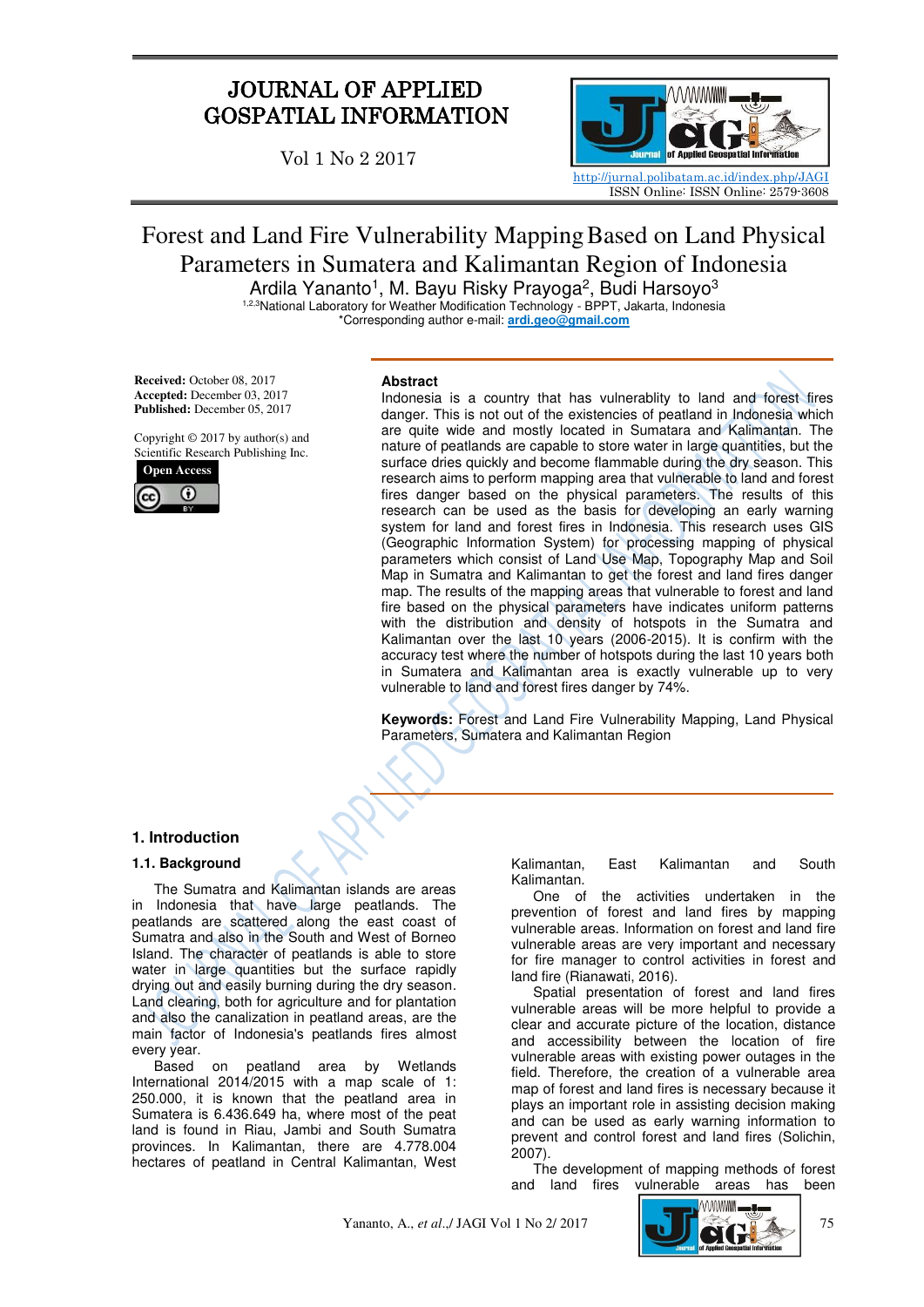JOURNAL OF APPLIED GOSPATIAL INFORMATION

Vol 1 No 2 2017

http://jurnal.polibatam.ac.id/index.php/JAGI
ISSN Online: ISSN Online: 2579-3608

# Forest and Land Fire Vulnerability Mapping Based on Land Physical Parameters in Sumatera and Kalimantan Region of Indonesia

Ardila Yananto[1], M. Bayu Risky Prayoga[2], Budi Harsoyo[3]

[1,2,3]National Laboratory for Weather Modification Technology - BPPT, Jakarta, Indonesia
*Corresponding author e-mail: ardi.geo@gmail.com

**Received:** October 08, 2017
**Accepted:** December 03, 2017
**Published:** December 05, 2017

Copyright © 2017 by author(s) and Scientific Research Publishing Inc.

**Open Access**

**Abstract**

Indonesia is a country that has vulnerablity to land and forest fires danger. This is not out of the existencies of peatland in Indonesia which are quite wide and mostly located in Sumatara and Kalimantan. The nature of peatlands are capable to store water in large quantities, but the surface dries quickly and become flammable during the dry season. This research aims to perform mapping area that vulnerable to land and forest fires danger based on the physical parameters. The results of this research can be used as the basis for developing an early warning system for land and forest fires in Indonesia. This research uses GIS (Geographic Information System) for processing map of physical parameters which consist of Land Use Map, Topography Map and Soil Map in Sumatra and Kalimantan to get the forest and land fires danger map. The results of the mapping areas that vulnerable to forest and land fire based on the physical parameters have indicates uniform patterns with the distribution and density of hotspots in the Sumatra and Kalimantan over the last 10 years (2006-2015). It is confirm with the accuracy test where the number of hotspots during the last 10 years both in Sumatera and Kalimantan area is exactly vulnerable up to very vulnerable to land and forest fires danger by 74%.

**Keywords:** Forest and Land Fire Vulnerability Mapping, Land Physical Parameters, Sumatera and Kalimantan Region

## 1. Introduction

### 1.1. Background

The Sumatra and Kalimantan islands are areas in Indonesia that have large peatlands. The peatlands are scattered along the east coast of Sumatra and also in the South and West of Borneo Island. The character of peatlands is able to store water in large quantities but the surface rapidly drying out and easily burning during the dry season. Land clearing, both for agriculture and for plantation and also the canalization in peatland areas, are the main factor of Indonesia's peatlands fires almost every year.

Based on peatland area by Wetlands International 2014/2015 with a map scale of 1: 250.000, it is known that the peatland area in Sumatera is 6.436.649 ha, where most of the peat land is found in Riau, Jambi and South Sumatra provinces. In Kalimantan, there are 4.778.004 hectares of peatland in Central Kalimantan, West Kalimantan, East Kalimantan and South Kalimantan.

One of the activities undertaken in the prevention of forest and land fires by mapping vulnerable areas. Information on forest and land fire vulnerable areas are very important and necessary for fire manager to control activities in forest and land fire (Rianawati, 2016).

Spatial presentation of forest and land fires vulnerable areas will be more helpful to provide a clear and accurate picture of the location, distance and accessibility between the location of fire vulnerable areas with existing power outages in the field. Therefore, the creation of a vulnerable area map of forest and land fires is necessary because it plays an important role in assisting decision making and can be used as early warning information to prevent and control forest and land fires (Solichin, 2007).

The development of mapping methods of forest and land fires vulnerable areas has been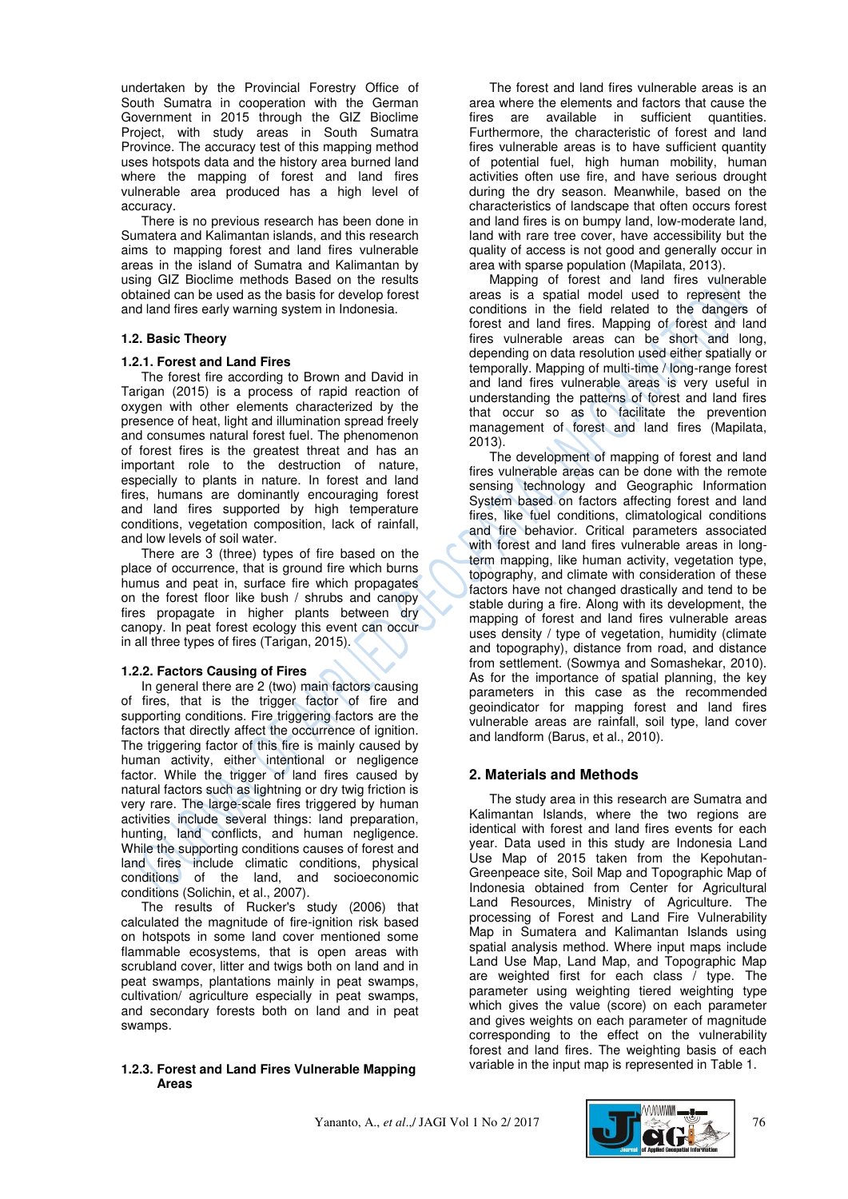undertaken by the Provincial Forestry Office of South Sumatra in cooperation with the German Government in 2015 through the GIZ Bioclime Project, with study areas in South Sumatra Province. The accuracy test of this mapping method uses hotspots data and the history area burned land where the mapping of forest and land fires vulnerable area produced has a high level of accuracy.

There is no previous research has been done in Sumatera and Kalimantan islands, and this research aims to mapping forest and land fires vulnerable areas in the island of Sumatra and Kalimantan by using GIZ Bioclime methods Based on the results obtained can be used as the basis for develop forest and land fires early warning system in Indonesia.

### 1.2. Basic Theory

#### 1.2.1. Forest and Land Fires

The forest fire according to Brown and David in Tarigan (2015) is a process of rapid reaction of oxygen with other elements characterized by the presence of heat, light and illumination spread freely and consumes natural forest fuel. The phenomenon of forest fires is the greatest threat and has an important role to the destruction of nature, especially to plants in nature. In forest and land fires, humans are dominantly encouraging forest and land fires supported by high temperature conditions, vegetation composition, lack of rainfall, and low levels of soil water.

There are 3 (three) types of fire based on the place of occurrence, that is ground fire which burns humus and peat in, surface fire which propagates on the forest floor like bush / shrubs and canopy fires propagate in higher plants between dry canopy. In peat forest ecology this event can occur in all three types of fires (Tarigan, 2015).

#### 1.2.2. Factors Causing of Fires

In general there are 2 (two) main factors causing of fires, that is the trigger factor of fire and supporting conditions. Fire triggering factors are the factors that directly affect the occurrence of ignition. The triggering factor of this fire is mainly caused by human activity, either intentional or negligence factor. While the trigger of land fires caused by natural factors such as lightning or dry twig friction is very rare. The large-scale fires triggered by human activities include several things: land preparation, hunting, land conflicts, and human negligence. While the supporting conditions causes of forest and land fires include climatic conditions, physical conditions of the land, and socioeconomic conditions (Solichin, et al., 2007).

The results of Rucker's study (2006) that calculated the magnitude of fire-ignition risk based on hotspots in some land cover mentioned some flammable ecosystems, that is open areas with scrubland cover, litter and twigs both on land and in peat swamps, plantations mainly in peat swamps, cultivation/ agriculture especially in peat swamps, and secondary forests both on land and in peat swamps.

#### 1.2.3. Forest and Land Fires Vulnerable Mapping Areas

The forest and land fires vulnerable areas is an area where the elements and factors that cause the fires are available in sufficient quantities. Furthermore, the characteristic of forest and land fires vulnerable areas is to have sufficient quantity of potential fuel, high human mobility, human activities often use fire, and have serious drought during the dry season. Meanwhile, based on the characteristics of landscape that often occurs forest and land fires is on bumpy land, low-moderate land, land with rare tree cover, have accessibility but the quality of access is not good and generally occur in area with sparse population (Mapilata, 2013).

Mapping of forest and land fires vulnerable areas is a spatial model used to represent the conditions in the field related to the dangers of forest and land fires. Mapping of forest and land fires vulnerable areas can be short and long, depending on data resolution used either spatially or temporally. Mapping of multi-time / long-range forest and land fires vulnerable areas is very useful in understanding the patterns of forest and land fires that occur so as to facilitate the prevention management of forest and land fires (Mapilata, 2013).

The development of mapping of forest and land fires vulnerable areas can be done with the remote sensing technology and Geographic Information System based on factors affecting forest and land fires, like fuel conditions, climatological conditions and fire behavior. Critical parameters associated with forest and land fires vulnerable areas in long-term mapping, like human activity, vegetation type, topography, and climate with consideration of these factors have not changed drastically and tend to be stable during a fire. Along with its development, the mapping of forest and land fires vulnerable areas uses density / type of vegetation, humidity (climate and topography), distance from road, and distance from settlement. (Sowmya and Somashekar, 2010). As for the importance of spatial planning, the key parameters in this case as the recommended geoindicator for mapping forest and land fires vulnerable areas are rainfall, soil type, land cover and landform (Barus, et al., 2010).

## 2. Materials and Methods

The study area in this research are Sumatra and Kalimantan Islands, where the two regions are identical with forest and land fires events for each year. Data used in this study are Indonesia Land Use Map of 2015 taken from the Kepohutan-Greenpeace site, Soil Map and Topographic Map of Indonesia obtained from Center for Agricultural Land Resources, Ministry of Agriculture. The processing of Forest and Land Fire Vulnerability Map in Sumatera and Kalimantan Islands using spatial analysis method. Where input maps include Land Use Map, Land Map, and Topographic Map are weighted first for each class / type. The parameter using weighting tiered weighting type which gives the value (score) on each parameter and gives weights on each parameter of magnitude corresponding to the effect on the vulnerability forest and land fires. The weighting basis of each variable in the input map is represented in Table 1.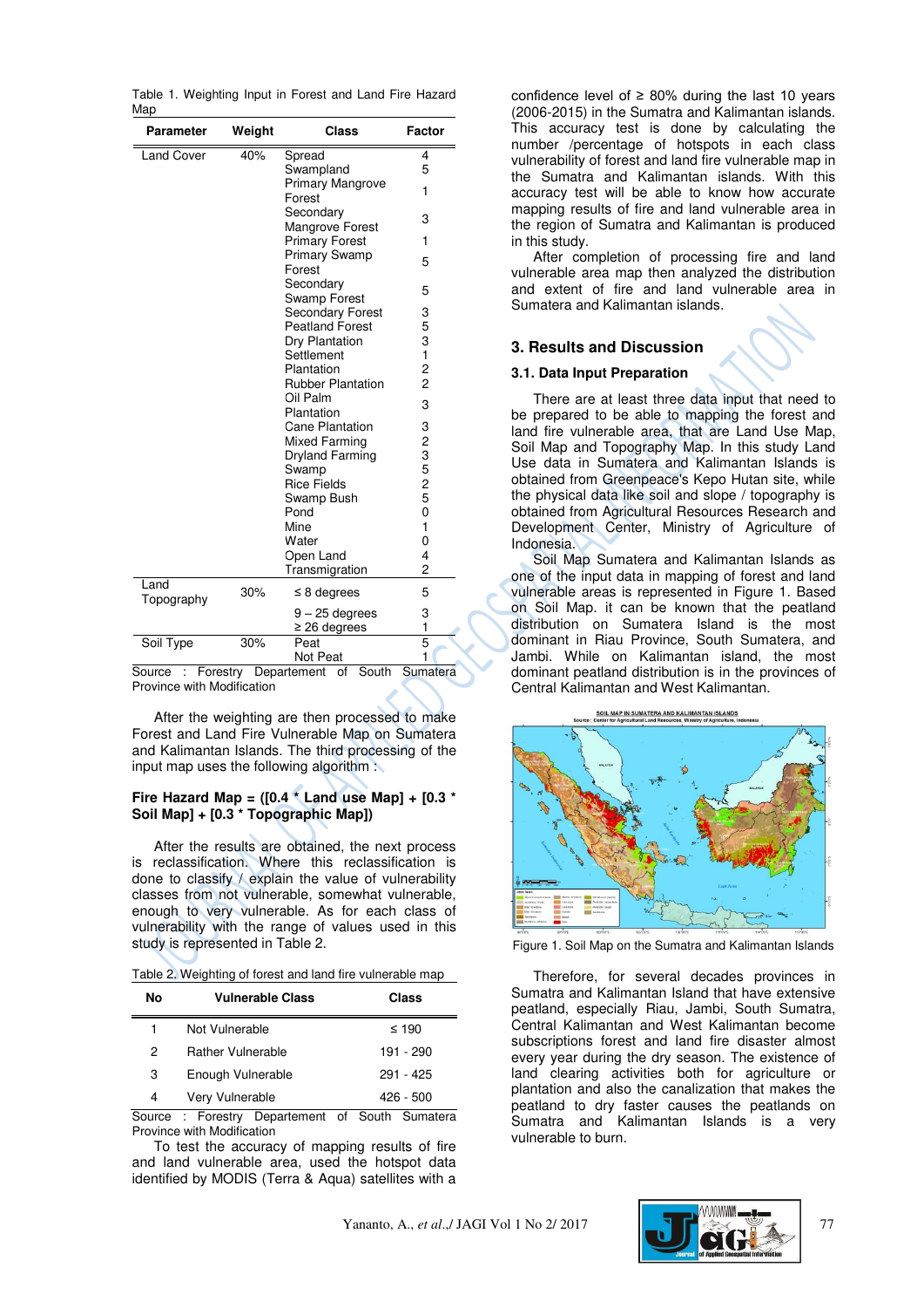Table 1. Weighting Input in Forest and Land Fire Hazard Map

| Parameter | Weight | Class | Factor |
|---|---|---|---|
| Land Cover | 40% | Spread | 4 |
| | | Swampland | 5 |
| | | Primary Mangrove Forest | 1 |
| | | Secondary Mangrove Forest | 3 |
| | | Primary Forest | 1 |
| | | Primary Swamp Forest | 5 |
| | | Secondary Swamp Forest | 5 |
| | | Secondary Forest | 3 |
| | | Peatland Forest | 5 |
| | | Dry Plantation | 3 |
| | | Settlement | 1 |
| | | Plantation | 2 |
| | | Rubber Plantation | 2 |
| | | Oil Palm Plantation | 3 |
| | | Cane Plantation | 3 |
| | | Mixed Farming | 2 |
| | | Dryland Farming | 3 |
| | | Swamp | 5 |
| | | Rice Fields | 2 |
| | | Swamp Bush | 5 |
| | | Pond | 0 |
| | | Mine | 1 |
| | | Water | 0 |
| | | Open Land | 4 |
| | | Transmigration | 2 |
| Land Topography | 30% | ≤ 8 degrees | 5 |
| | | 9 – 25 degrees | 3 |
| | | ≥ 26 degrees | 1 |
| Soil Type | 30% | Peat | 5 |
| | | Not Peat | 1 |

Source : Forestry Departement of South Sumatera Province with Modification

After the weighting are then processed to make Forest and Land Fire Vulnerable Map on Sumatera and Kalimantan Islands. The third processing of the input map uses the following algorithm :

**Fire Hazard Map = ([0.4 * Land use Map] + [0.3 * Soil Map] + [0.3 * Topographic Map])**

After the results are obtained, the next process is reclassification. Where this reclassification is done to classify / explain the value of vulnerability classes from not vulnerable, somewhat vulnerable, enough to very vulnerable. As for each class of vulnerability with the range of values used in this study is represented in Table 2.

Table 2. Weighting of forest and land fire vulnerable map

| No | Vulnerable Class | Class |
|---|---|---|
| 1 | Not Vulnerable | ≤ 190 |
| 2 | Rather Vulnerable | 191 - 290 |
| 3 | Enough Vulnerable | 291 - 425 |
| 4 | Very Vulnerable | 426 - 500 |

Source : Forestry Departement of South Sumatera Province with Modification

To test the accuracy of mapping results of fire and land vulnerable area, used the hotspot data identified by MODIS (Terra & Aqua) satellites with a confidence level of ≥ 80% during the last 10 years (2006-2015) in the Sumatra and Kalimantan islands. This accuracy test is done by calculating the number /percentage of hotspots in each class vulnerability of forest and land fire vulnerable map in the Sumatra and Kalimantan islands. With this accuracy test will be able to know how accurate mapping results of fire and land vulnerable area in the region of Sumatra and Kalimantan is produced in this study.

After completion of processing fire and land vulnerable area map then analyzed the distribution and extent of fire and land vulnerable area in Sumatera and Kalimantan islands.

## 3. Results and Discussion

### 3.1. Data Input Preparation

There are at least three data input that need to be prepared to be able to mapping the forest and land fire vulnerable area, that are Land Use Map, Soil Map and Topography Map. In this study Land Use data in Sumatera and Kalimantan Islands is obtained from Greenpeace's Kepo Hutan site, while the physical data like soil and slope / topography is obtained from Agricultural Resources Research and Development Center, Ministry of Agriculture of Indonesia.

Soil Map Sumatera and Kalimantan Islands as one of the input data in mapping of forest and land vulnerable areas is represented in Figure 1. Based on Soil Map. it can be known that the peatland distribution on Sumatera Island is the most dominant in Riau Province, South Sumatera, and Jambi. While on Kalimantan island, the most dominant peatland distribution is in the provinces of Central Kalimantan and West Kalimantan.

Figure 1. Soil Map on the Sumatra and Kalimantan Islands

Therefore, for several decades provinces in Sumatra and Kalimantan Island that have extensive peatland, especially Riau, Jambi, South Sumatra, Central Kalimantan and West Kalimantan become subscriptions forest and land fire disaster almost every year during the dry season. The existence of land clearing activities both for agriculture or plantation and also the canalization that makes the peatland to dry faster causes the peatlands on Sumatra and Kalimantan Islands is a very vulnerable to burn.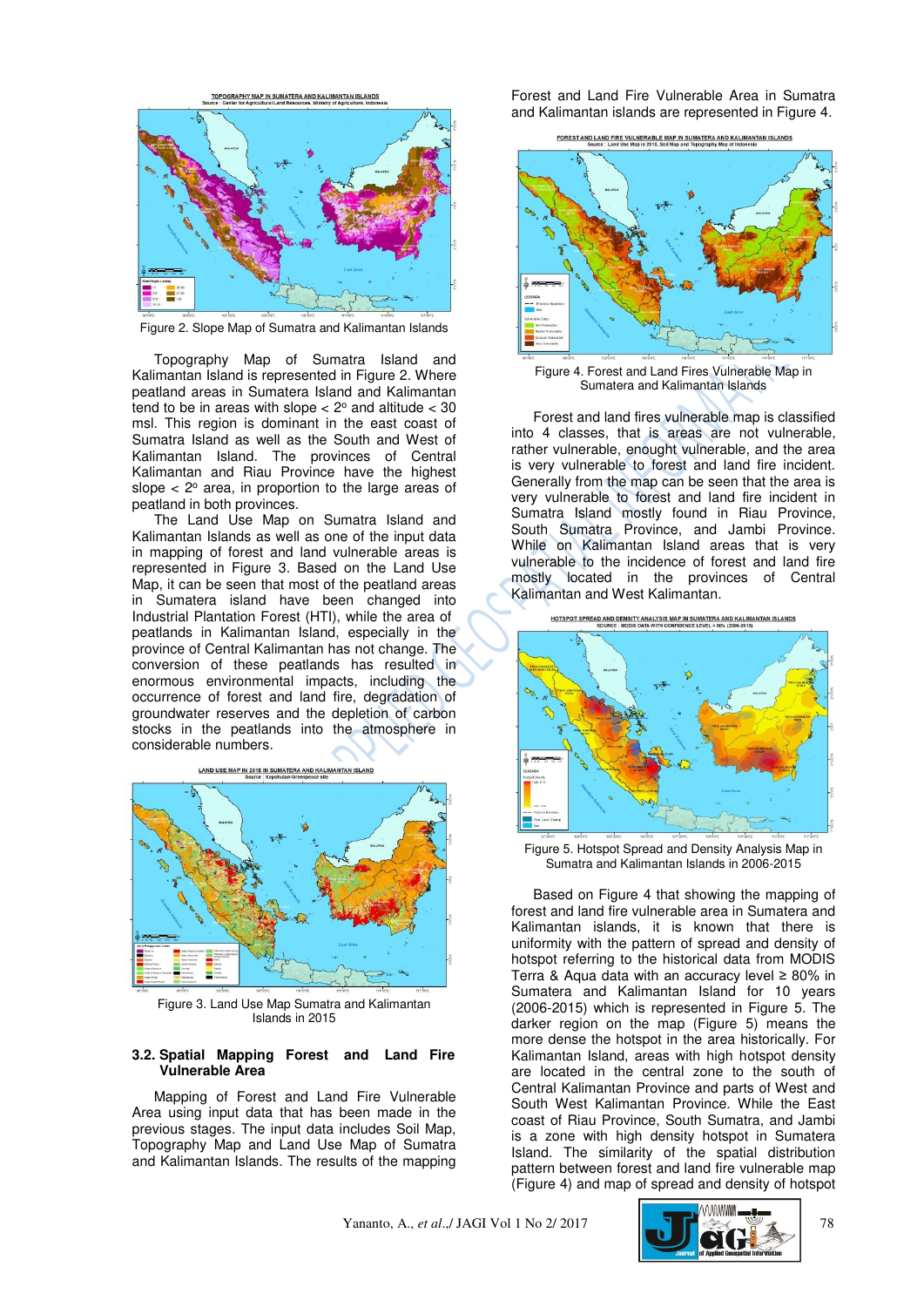Figure 2. Slope Map of Sumatra and Kalimantan Islands

Topography Map of Sumatra Island and Kalimantan Island is represented in Figure 2. Where peatland areas in Sumatera Island and Kalimantan tend to be in areas with slope < 2° and altitude < 30 msl. This region is dominant in the east coast of Sumatra Island as well as the South and West of Kalimantan Island. The provinces of Central Kalimantan and Riau Province have the highest slope < 2° area, in proportion to the large areas of peatland in both provinces.

The Land Use Map on Sumatra Island and Kalimantan Islands as well as one of the input data in mapping of forest and land vulnerable areas is represented in Figure 3. Based on the Land Use Map, it can be seen that most of the peatland areas in Sumatera island have been changed into Industrial Plantation Forest (HTI), while the area of peatlands in Kalimantan Island, especially in the province of Central Kalimantan has not change. The conversion of these peatlands has resulted in enormous environmental impacts, including the occurrence of forest and land fire, degradation of groundwater reserves and the depletion of carbon stocks in the peatlands into the atmosphere in considerable numbers.

Figure 3. Land Use Map Sumatra and Kalimantan Islands in 2015

### 3.2. Spatial Mapping Forest and Land Fire Vulnerable Area

Mapping of Forest and Land Fire Vulnerable Area using input data that has been made in the previous stages. The input data includes Soil Map, Topography Map and Land Use Map of Sumatra and Kalimantan Islands. The results of the mapping Forest and Land Fire Vulnerable Area in Sumatra and Kalimantan islands are represented in Figure 4.

Figure 4. Forest and Land Fires Vulnerable Map in Sumatera and Kalimantan Islands

Forest and land fires vulnerable map is classified into 4 classes, that is areas are not vulnerable, rather vulnerable, enought vulnerable, and the area is very vulnerable to forest and land fire incident. Generally from the map can be seen that the area is very vulnerable to forest and land fire incident in Sumatra Island mostly found in Riau Province, South Sumatra Province, and Jambi Province. While on Kalimantan Island areas that is very vulnerable to the incidence of forest and land fire mostly located in the provinces of Central Kalimantan and West Kalimantan.

Figure 5. Hotspot Spread and Density Analysis Map in Sumatra and Kalimantan Islands in 2006-2015

Based on Figure 4 that showing the mapping of forest and land fire vulnerable area in Sumatera and Kalimantan islands, it is known that there is uniformity with the pattern of spread and density of hotspot referring to the historical data from MODIS Terra & Aqua data with an accuracy level ≥ 80% in Sumatera and Kalimantan Island for 10 years (2006-2015) which is represented in Figure 5. The darker region on the map (Figure 5) means the more dense the hotspot in the area historically. For Kalimantan Island, areas with high hotspot density are located in the central zone to the south of Central Kalimantan Province and parts of West and South West Kalimantan Province. While the East coast of Riau Province, South Sumatra, and Jambi is a zone with high density hotspot in Sumatera Island. The similarity of the spatial distribution pattern between forest and land fire vulnerable map (Figure 4) and map of spread and density of hotspot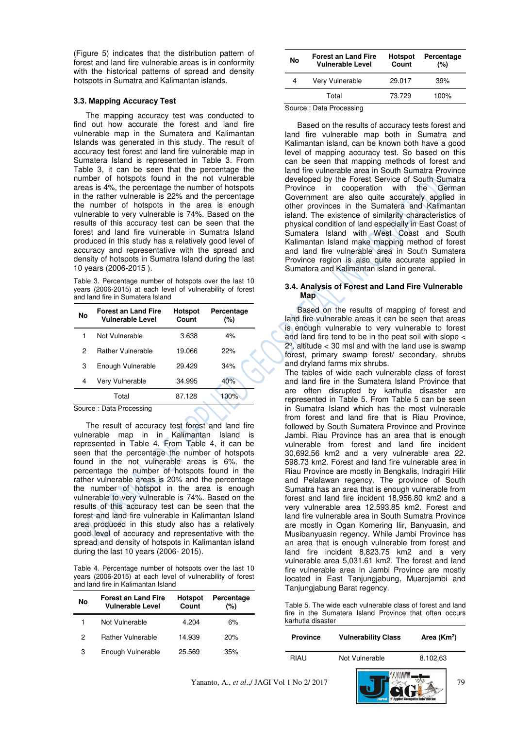(Figure 5) indicates that the distribution pattern of forest and land fire vulnerable areas is in conformity with the historical patterns of spread and density hotspots in Sumatra and Kalimantan islands.

### 3.3. Mapping Accuracy Test

The mapping accuracy test was conducted to find out how accurate the forest and land fire vulnerable map in the Sumatera and Kalimantan Islands was generated in this study. The result of accuracy test forest and land fire vulnerable map in Sumatera Island is represented in Table 3. From Table 3, it can be seen that the percentage the number of hotspots found in the not vulnerable areas is 4%, the percentage the number of hotspots in the rather vulnerable is 22% and the percentage the number of hotspots in the area is enough vulnerable to very vulnerable is 74%. Based on the results of this accuracy test can be seen that the forest and land fire vulnerable in Sumatra Island produced in this study has a relatively good level of accuracy and representative with the spread and density of hotspots in Sumatra Island during the last 10 years (2006-2015 ).

Table 3. Percentage number of hotspots over the last 10 years (2006-2015) at each level of vulnerability of forest and land fire in Sumatera Island

| No | Forest an Land Fire Vulnerable Level | Hotspot Count | Percentage (%) |
|---|---|---|---|
| 1 | Not Vulnerable | 3.638 | 4% |
| 2 | Rather Vulnerable | 19.066 | 22% |
| 3 | Enough Vulnerable | 29.429 | 34% |
| 4 | Very Vulnerable | 34.995 | 40% |
| | Total | 87.128 | 100% |

Source : Data Processing

The result of accuracy test forest and land fire vulnerable map in in Kalimantan Island is represented in Table 4. From Table 4, it can be seen that the percentage the number of hotspots found in the not vulnerable areas is 6%, the percentage the number of hotspots found in the rather vulnerable areas is 20% and the percentage the number of hotspot in the area is enough vulnerable to very vulnerable is 74%. Based on the results of this accuracy test can be seen that the forest and land fire vulnerable in Kalimantan Island area produced in this study also has a relatively good level of accuracy and representative with the spread and density of hotspots in Kalimantan island during the last 10 years (2006- 2015).

Table 4. Percentage number of hotspots over the last 10 years (2006-2015) at each level of vulnerability of forest and land fire in Kalimantan Island

| No | Forest an Land Fire Vulnerable Level | Hotspot Count | Percentage (%) |
|---|---|---|---|
| 1 | Not Vulnerable | 4.204 | 6% |
| 2 | Rather Vulnerable | 14.939 | 20% |
| 3 | Enough Vulnerable | 25.569 | 35% |
| 4 | Very Vulnerable | 29.017 | 39% |
| | Total | 73.729 | 100% |

Source : Data Processing

Based on the results of accuracy tests forest and land fire vulnerable map both in Sumatra and Kalimantan island, can be known both have a good level of mapping accuracy test. So based on this can be seen that mapping methods of forest and land fire vulnerable area in South Sumatra Province developed by the Forest Service of South Sumatra Province in cooperation with the German Government are also quite accurately applied in other provinces in the Sumatera and Kalimantan island. The existence of similarity characteristics of physical condition of land especially in East Coast of Sumatera Island with West Coast and South Kalimantan Island make mapping method of forest and land fire vulnerable area in South Sumatera Province region is also quite accurate applied in Sumatera and Kalimantan island in general.

### 3.4. Analysis of Forest and Land Fire Vulnerable Map

Based on the results of mapping of forest and land fire vulnerable areas it can be seen that areas is enough vulnerable to very vulnerable to forest and land fire tend to be in the peat soil with slope < 2º, altitude < 30 msl and with the land use is swamp forest, primary swamp forest/ secondary, shrubs and dryland farms mix shrubs.

The tables of wide each vulnerable class of forest and land fire in the Sumatera Island Province that are often disrupted by karhutla disaster are represented in Table 5. From Table 5 can be seen in Sumatra Island which has the most vulnerable from forest and land fire that is Riau Province, followed by South Sumatera Province and Province Jambi. Riau Province has an area that is enough vulnerable from forest and land fire incident 30,692.56 km2 and a very vulnerable area 22. 598.73 km2. Forest and land fire vulnerable area in Riau Province are mostly in Bengkalis, Indragiri Hilir and Pelalawan regency. The province of South Sumatra has an area that is enough vulnerable from forest and land fire incident 18,956.80 km2 and a very vulnerable area 12,593.85 km2. Forest and land fire vulnerable area in South Sumatra Province are mostly in Ogan Komering Ilir, Banyuasin, and Musibanyuasin regency. While Jambi Province has an area that is enough vulnerable from forest and land fire incident 8,823.75 km2 and a very vulnerable area 5,031.61 km2. The forest and land fire vulnerable area in Jambi Province are mostly located in East Tanjungjabung, Muarojambi and Tanjungjabung Barat regency.

Table 5. The wide each vulnerable class of forest and land fire in the Sumatera Island Province that often occurs karhutla disaster

| Province | Vulnerability Class | Area ($Km^2$) |
|---|---|---|
| RIAU | Not Vulnerable | 8.102,63 |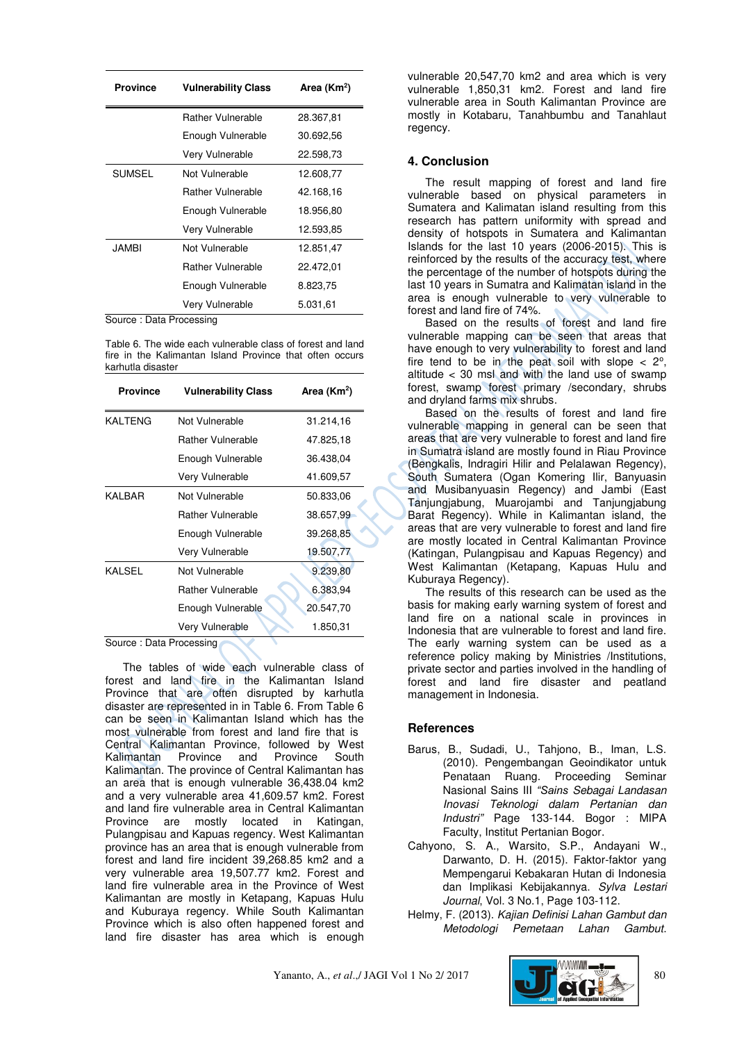| Province | Vulnerability Class | Area ($Km^2$) |
|---|---|---|
| | Rather Vulnerable | 28.367,81 |
| | Enough Vulnerable | 30.692,56 |
| | Very Vulnerable | 22.598,73 |
| SUMSEL | Not Vulnerable | 12.608,77 |
| | Rather Vulnerable | 42.168,16 |
| | Enough Vulnerable | 18.956,80 |
| | Very Vulnerable | 12.593,85 |
| JAMBI | Not Vulnerable | 12.851,47 |
| | Rather Vulnerable | 22.472,01 |
| | Enough Vulnerable | 8.823,75 |
| | Very Vulnerable | 5.031,61 |

Source : Data Processing

Table 6. The wide each vulnerable class of forest and land fire in the Kalimantan Island Province that often occurs karhutla disaster

| Province | Vulnerability Class | Area ($Km^2$) |
|---|---|---|
| KALTENG | Not Vulnerable | 31.214,16 |
| | Rather Vulnerable | 47.825,18 |
| | Enough Vulnerable | 36.438,04 |
| | Very Vulnerable | 41.609,57 |
| KALBAR | Not Vulnerable | 50.833,06 |
| | Rather Vulnerable | 38.657,99 |
| | Enough Vulnerable | 39.268,85 |
| | Very Vulnerable | 19.507,77 |
| KALSEL | Not Vulnerable | 9.239,80 |
| | Rather Vulnerable | 6.383,94 |
| | Enough Vulnerable | 20.547,70 |
| | Very Vulnerable | 1.850,31 |

Source : Data Processing

The tables of wide each vulnerable class of forest and land fire in the Kalimantan Island Province that are often disrupted by karhutla disaster are represented in in Table 6. From Table 6 can be seen in Kalimantan Island which has the most vulnerable from forest and land fire that is Central Kalimantan Province, followed by West Kalimantan Province and Province South Kalimantan. The province of Central Kalimantan has an area that is enough vulnerable 36,438.04 km2 and a very vulnerable area 41,609.57 km2. Forest and land fire vulnerable area in Central Kalimantan Province are mostly located in Katingan, Pulangpisau and Kapuas regency. West Kalimantan province has an area that is enough vulnerable from forest and land fire incident 39,268.85 km2 and a very vulnerable area 19,507.77 km2. Forest and land fire vulnerable area in the Province of West Kalimantan are mostly in Ketapang, Kapuas Hulu and Kuburaya regency. While South Kalimantan Province which is also often happened forest and land fire disaster has area which is enough vulnerable 20,547,70 km2 and area which is very vulnerable 1,850,31 km2. Forest and land fire vulnerable area in South Kalimantan Province are mostly in Kotabaru, Tanahbumbu and Tanahlaut regency.

## 4. Conclusion

The result mapping of forest and land fire vulnerable based on physical parameters in Sumatera and Kalimantan island resulting from this research has pattern uniformity with spread and density of hotspots in Sumatera and Kalimantan Islands for the last 10 years (2006-2015). This is reinforced by the results of the accuracy test, where the percentage of the number of hotspots during the last 10 years in Sumatra and Kalimantan island in the area is enough vulnerable to very vulnerable to forest and land fire of 74%.

Based on the results of forest and land fire vulnerable mapping can be seen that areas that have enough to very vulnerability to forest and land fire tend to be in the peat soil with slope < 2°, altitude < 30 msl and with the land use of swamp forest, swamp forest primary /secondary, shrubs and dryland farms mix shrubs.

Based on the results of forest and land fire vulnerable mapping in general can be seen that areas that are very vulnerable to forest and land fire in Sumatra island are mostly found in Riau Province (Bengkalis, Indragiri Hilir and Pelalawan Regency), South Sumatera (Ogan Komering Ilir, Banyuasin and Musibanyuasin Regency) and Jambi (East Tanjungjabung, Muarojambi and Tanjungjabung Barat Regency). While in Kalimantan island, the areas that are very vulnerable to forest and land fire are mostly located in Central Kalimantan Province (Katingan, Pulangpisau and Kapuas Regency) and West Kalimantan (Ketapang, Kapuas Hulu and Kuburaya Regency).

The results of this research can be used as the basis for making early warning system of forest and land fire on a national scale in provinces in Indonesia that are vulnerable to forest and land fire. The early warning system can be used as a reference policy making by Ministries /Institutions, private sector and parties involved in the handling of forest and land fire disaster and peatland management in Indonesia.

## References

Barus, B., Sudadi, U., Tahjono, B., Iman, L.S. (2010). Pengembangan Geoindikator untuk Penataan Ruang. Proceeding Seminar Nasional Sains III *"Sains Sebagai Landasan Inovasi Teknologi dalam Pertanian dan Industri"* Page 133-144. Bogor : MIPA Faculty, Institut Pertanian Bogor.

Cahyono, S. A., Warsito, S.P., Andayani W., Darwanto, D. H. (2015). Faktor-faktor yang Mempengarui Kebakaran Hutan di Indonesia dan Implikasi Kebijakannya. *Sylva Lestari Journal*, Vol. 3 No.1, Page 103-112.

Helmy, F. (2013). *Kajian Definisi Lahan Gambut dan Metodologi Pemetaan Lahan Gambut*.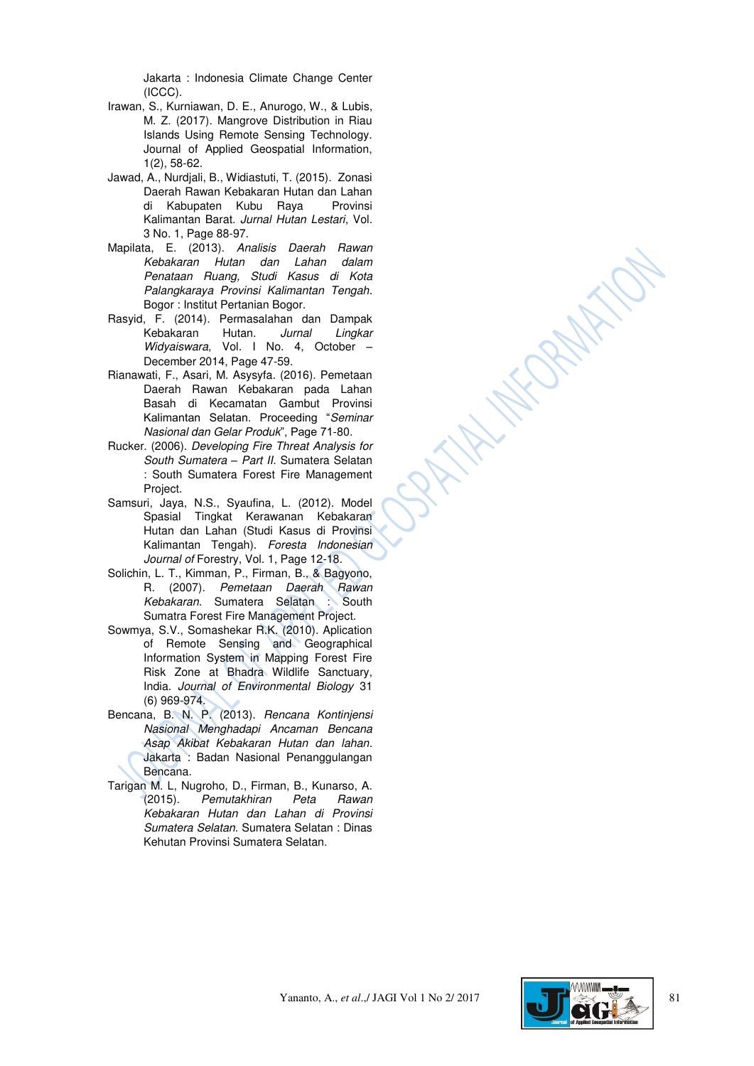Jakarta : Indonesia Climate Change Center (ICCC).

Irawan, S., Kurniawan, D. E., Anurogo, W., & Lubis, M. Z. (2017). Mangrove Distribution in Riau Islands Using Remote Sensing Technology. Journal of Applied Geospatial Information, 1(2), 58-62.

Jawad, A., Nurdjali, B., Widiastuti, T. (2015). Zonasi Daerah Rawan Kebakaran Hutan dan Lahan di Kabupaten Kubu Raya Provinsi Kalimantan Barat. *Jurnal Hutan Lestari*, Vol. 3 No. 1, Page 88-97.

Mapilata, E. (2013). *Analisis Daerah Rawan Kebakaran Hutan dan Lahan dalam Penataan Ruang, Studi Kasus di Kota Palangkaraya Provinsi Kalimantan Tengah*. Bogor : Institut Pertanian Bogor.

Rasyid, F. (2014). Permasalahan dan Dampak Kebakaran Hutan. *Jurnal Lingkar Widyaiswara*, Vol. I No. 4, October – December 2014, Page 47-59.

Rianawati, F., Asari, M. Asysyfa. (2016). Pemetaan Daerah Rawan Kebakaran pada Lahan Basah di Kecamatan Gambut Provinsi Kalimantan Selatan. Proceeding "*Seminar Nasional dan Gelar Produk*", Page 71-80.

Rucker. (2006). *Developing Fire Threat Analysis for South Sumatera – Part II*. Sumatera Selatan : South Sumatera Forest Fire Management Project.

Samsuri, Jaya, N.S., Syaufina, L. (2012). Model Spasial Tingkat Kerawanan Kebakaran Hutan dan Lahan (Studi Kasus di Provinsi Kalimantan Tengah). *Foresta Indonesian Journal of* Forestry, Vol. 1, Page 12-18.

Solichin, L. T., Kimman, P., Firman, B., & Bagyono, R. (2007). *Pemetaan Daerah Rawan Kebakaran*. Sumatera Selatan : South Sumatra Forest Fire Management Project.

Sowmya, S.V., Somashekar R.K. (2010). Aplication of Remote Sensing and Geographical Information System in Mapping Forest Fire Risk Zone at Bhadra Wildlife Sanctuary, India. *Journal of Environmental Biology* 31 (6) 969-974.

Bencana, B. N. P. (2013). *Rencana Kontinjensi Nasional Menghadapi Ancaman Bencana Asap Akibat Kebakaran Hutan dan lahan*. Jakarta : Badan Nasional Penanggulangan Bencana.

Tarigan M. L, Nugroho, D., Firman, B., Kunarso, A. (2015). *Pemutakhiran Peta Rawan Kebakaran Hutan dan Lahan di Provinsi Sumatera Selatan*. Sumatera Selatan : Dinas Kehutan Provinsi Sumatera Selatan.